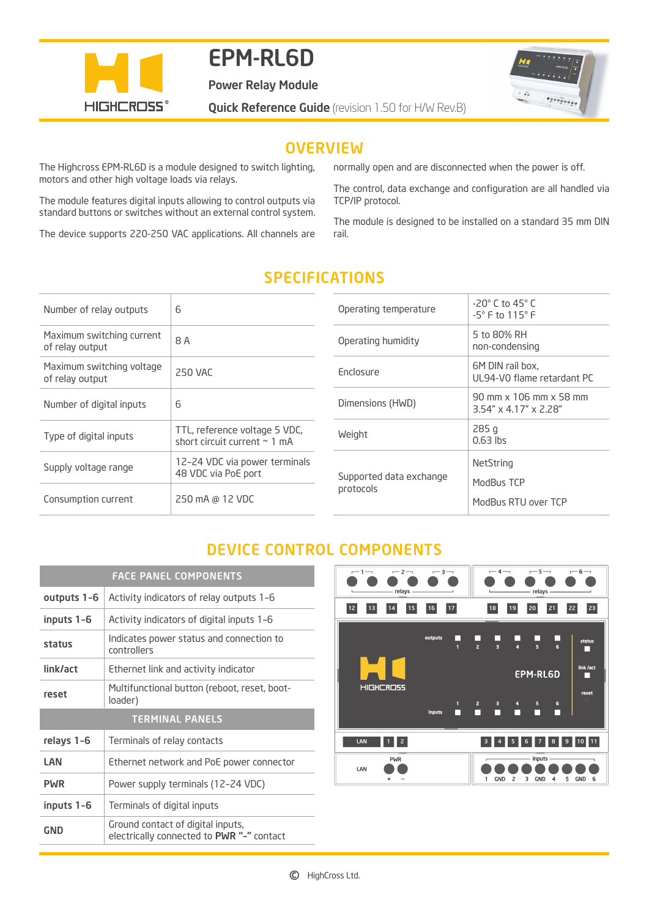# EPM-RL6D

**Power Relay Module**

**Quick Reference Guide** (revision 1.50 for H/W Rev.B)

## OVERVIEW

The Highcross EPM-RL6D is a module designed to switch lighting, motors and other high voltage loads via relays.

The module features digital inputs allowing to control outputs via standard buttons or switches without an external control system.

The device supports 220-250 VAC applications. All channels are normally open and are disconnected when the power is off.

The control, data exchange and configuration are all handled via TCP/IP protocol.

The module is designed to be installed on a standard 35 mm DIN rail.

## SPECIFICATIONS

| | |
|---|---|
| Number of relay outputs | 6 |
| Maximum switching current of relay output | 8 A |
| Maximum switching voltage of relay output | 250 VAC |
| Number of digital inputs | 6 |
| Type of digital inputs | TTL, reference voltage 5 VDC, short circuit current ~ 1 mA |
| Supply voltage range | 12-24 VDC via power terminals<br>48 VDC via PoE port |
| Consumption current | 250 mA @ 12 VDC |

| | |
|---|---|
| Operating temperature | -20° C to 45° C<br>-5° F to 115° F |
| Operating humidity | 5 to 80% RH<br>non-condensing |
| Enclosure | 6M DIN rail box,<br>UL94-V0 flame retardant PC |
| Dimensions (HWD) | 90 mm x 106 mm x 58 mm<br>3.54" x 4.17" x 2.28" |
| Weight | 285 g<br>0.63 lbs |
| Supported data exchange protocols | NetString<br>ModBus TCP<br>ModBus RTU over TCP |

## DEVICE CONTROL COMPONENTS

| FACE PANEL COMPONENTS | |
|---|---|
| **outputs 1-6** | Activity indicators of relay outputs 1-6 |
| **inputs 1-6** | Activity indicators of digital inputs 1-6 |
| **status** | Indicates power status and connection to controllers |
| **link/act** | Ethernet link and activity indicator |
| **reset** | Multifunctional button (reboot, reset, boot-loader) |
| **TERMINAL PANELS** | |
| **relays 1-6** | Terminals of relay contacts |
| **LAN** | Ethernet network and PoE power connector |
| **PWR** | Power supply terminals (12-24 VDC) |
| **inputs 1-6** | Terminals of digital inputs |
| **GND** | Ground contact of digital inputs, electrically connected to **PWR "–"** contact |

© HighCross Ltd.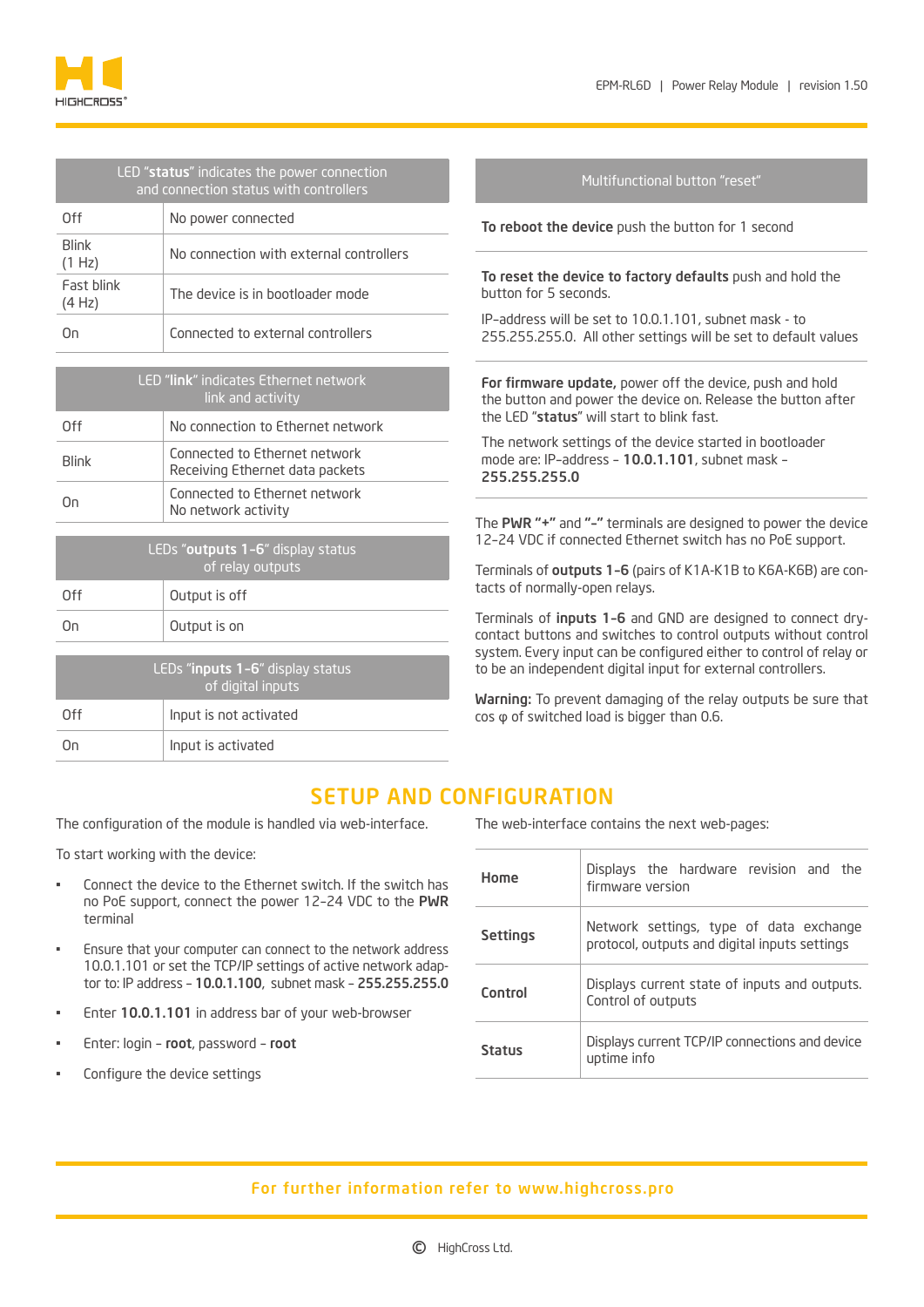| LED "**status**" indicates the power connection and connection status with controllers | |
|---|---|
| Off | No power connected |
| Blink (1 Hz) | No connection with external controllers |
| Fast blink (4 Hz) | The device is in bootloader mode |
| On | Connected to external controllers |

| LED "**link**" indicates Ethernet network link and activity | |
|---|---|
| Off | No connection to Ethernet network |
| Blink | Connected to Ethernet network<br>Receiving Ethernet data packets |
| On | Connected to Ethernet network<br>No network activity |

| LEDs "**outputs 1-6**" display status of relay outputs | |
|---|---|
| Off | Output is off |
| On | Output is on |

| LEDs "**inputs 1-6**" display status of digital inputs | |
|---|---|
| Off | Input is not activated |
| On | Input is activated |

## Multifunctional button "reset"

**To reboot the device** push the button for 1 second

**To reset the device to factory defaults** push and hold the button for 5 seconds.

IP-address will be set to 10.0.1.101, subnet mask - to 255.255.255.0. All other settings will be set to default values

**For firmware update,** power off the device, push and hold the button and power the device on. Release the button after the LED "**status**" will start to blink fast.

The network settings of the device started in bootloader mode are: IP-address – **10.0.1.101**, subnet mask – **255.255.255.0**

The **PWR "+"** and **"–"** terminals are designed to power the device 12–24 VDC if connected Ethernet switch has no PoE support.

Terminals of **outputs 1-6** (pairs of K1A-K1B to K6A-K6B) are contacts of normally-open relays.

Terminals of **inputs 1-6** and GND are designed to connect dry-contact buttons and switches to control outputs without control system. Every input can be configured either to control of relay or to be an independent digital input for external controllers.

**Warning:** To prevent damaging of the relay outputs be sure that cos φ of switched load is bigger than 0.6.

# SETUP AND CONFIGURATION

The configuration of the module is handled via web-interface.

To start working with the device:

- Connect the device to the Ethernet switch. If the switch has no PoE support, connect the power 12–24 VDC to the **PWR** terminal
- Ensure that your computer can connect to the network address 10.0.1.101 or set the TCP/IP settings of active network adaptor to: IP address – **10.0.1.100**, subnet mask – **255.255.255.0**
- Enter **10.0.1.101** in address bar of your web-browser
- Enter: login – **root**, password – **root**
- Configure the device settings

The web-interface contains the next web-pages:

| | |
|---|---|
| **Home** | Displays the hardware revision and the firmware version |
| **Settings** | Network settings, type of data exchange protocol, outputs and digital inputs settings |
| **Control** | Displays current state of inputs and outputs. Control of outputs |
| **Status** | Displays current TCP/IP connections and device uptime info |

For further information refer to www.highcross.pro

© HighCross Ltd.